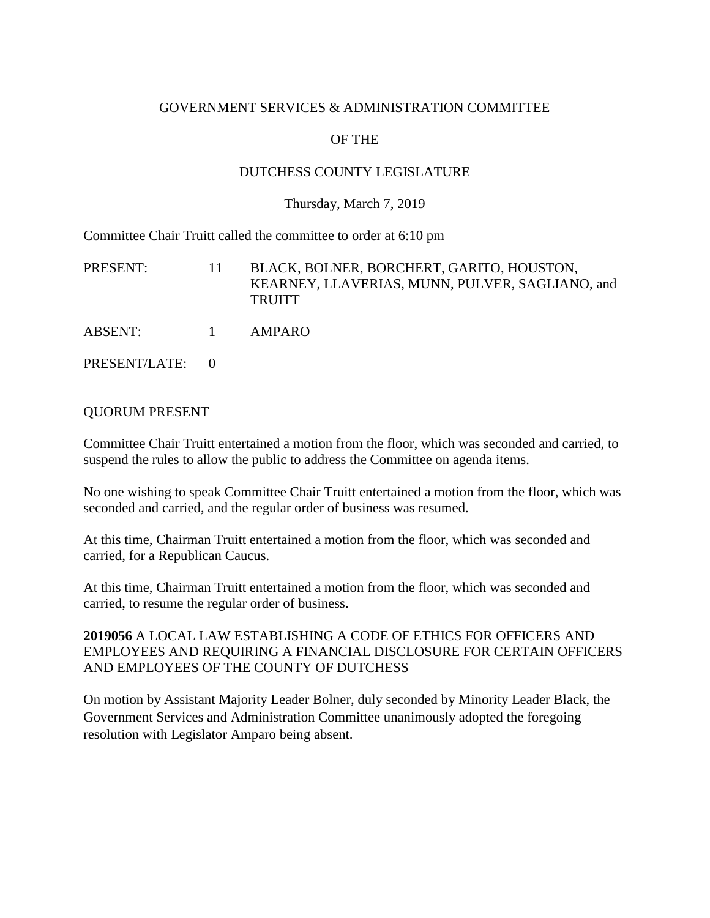GOVERNMENT SERVICES & ADMINISTRATION COMMITTEE

OF THE

DUTCHESS COUNTY LEGISLATURE

Thursday, March 7, 2019

Committee Chair Truitt called the committee to order at 6:10 pm

| | | |
|---|---|---|
| PRESENT: | 11 | BLACK, BOLNER, BORCHERT, GARITO, HOUSTON, KEARNEY, LLAVERIAS, MUNN, PULVER, SAGLIANO, and TRUITT |
| ABSENT: | 1 | AMPARO |
| PRESENT/LATE: | 0 | |

QUORUM PRESENT

Committee Chair Truitt entertained a motion from the floor, which was seconded and carried, to suspend the rules to allow the public to address the Committee on agenda items.

No one wishing to speak Committee Chair Truitt entertained a motion from the floor, which was seconded and carried, and the regular order of business was resumed.

At this time, Chairman Truitt entertained a motion from the floor, which was seconded and carried, for a Republican Caucus.

At this time, Chairman Truitt entertained a motion from the floor, which was seconded and carried, to resume the regular order of business.

**2019056** A LOCAL LAW ESTABLISHING A CODE OF ETHICS FOR OFFICERS AND EMPLOYEES AND REQUIRING A FINANCIAL DISCLOSURE FOR CERTAIN OFFICERS AND EMPLOYEES OF THE COUNTY OF DUTCHESS

On motion by Assistant Majority Leader Bolner, duly seconded by Minority Leader Black, the Government Services and Administration Committee unanimously adopted the foregoing resolution with Legislator Amparo being absent.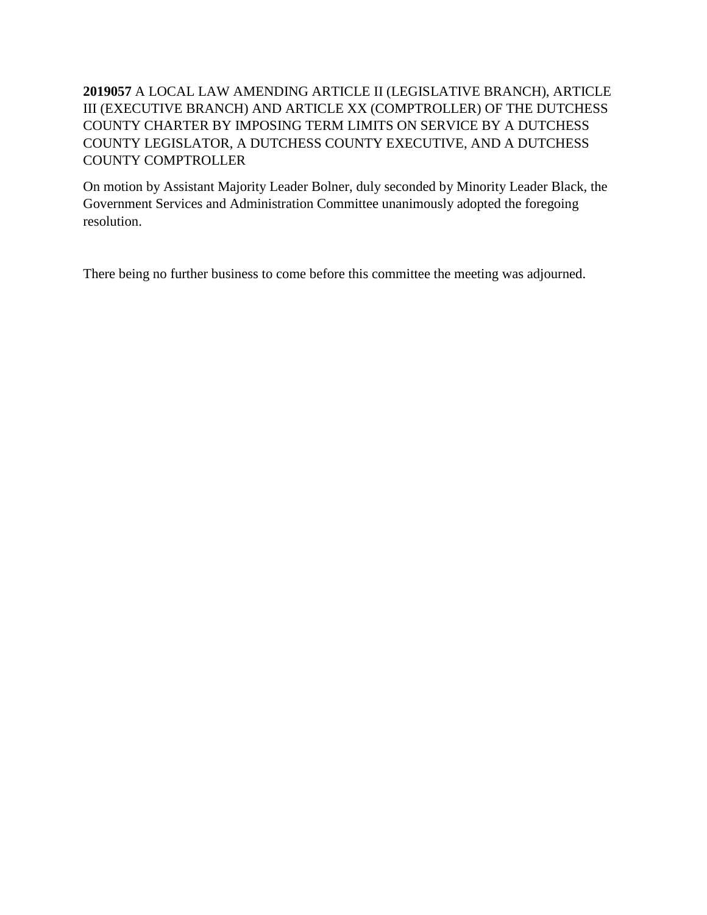**2019057** A LOCAL LAW AMENDING ARTICLE II (LEGISLATIVE BRANCH), ARTICLE III (EXECUTIVE BRANCH) AND ARTICLE XX (COMPTROLLER) OF THE DUTCHESS COUNTY CHARTER BY IMPOSING TERM LIMITS ON SERVICE BY A DUTCHESS COUNTY LEGISLATOR, A DUTCHESS COUNTY EXECUTIVE, AND A DUTCHESS COUNTY COMPTROLLER

On motion by Assistant Majority Leader Bolner, duly seconded by Minority Leader Black, the Government Services and Administration Committee unanimously adopted the foregoing resolution.

There being no further business to come before this committee the meeting was adjourned.